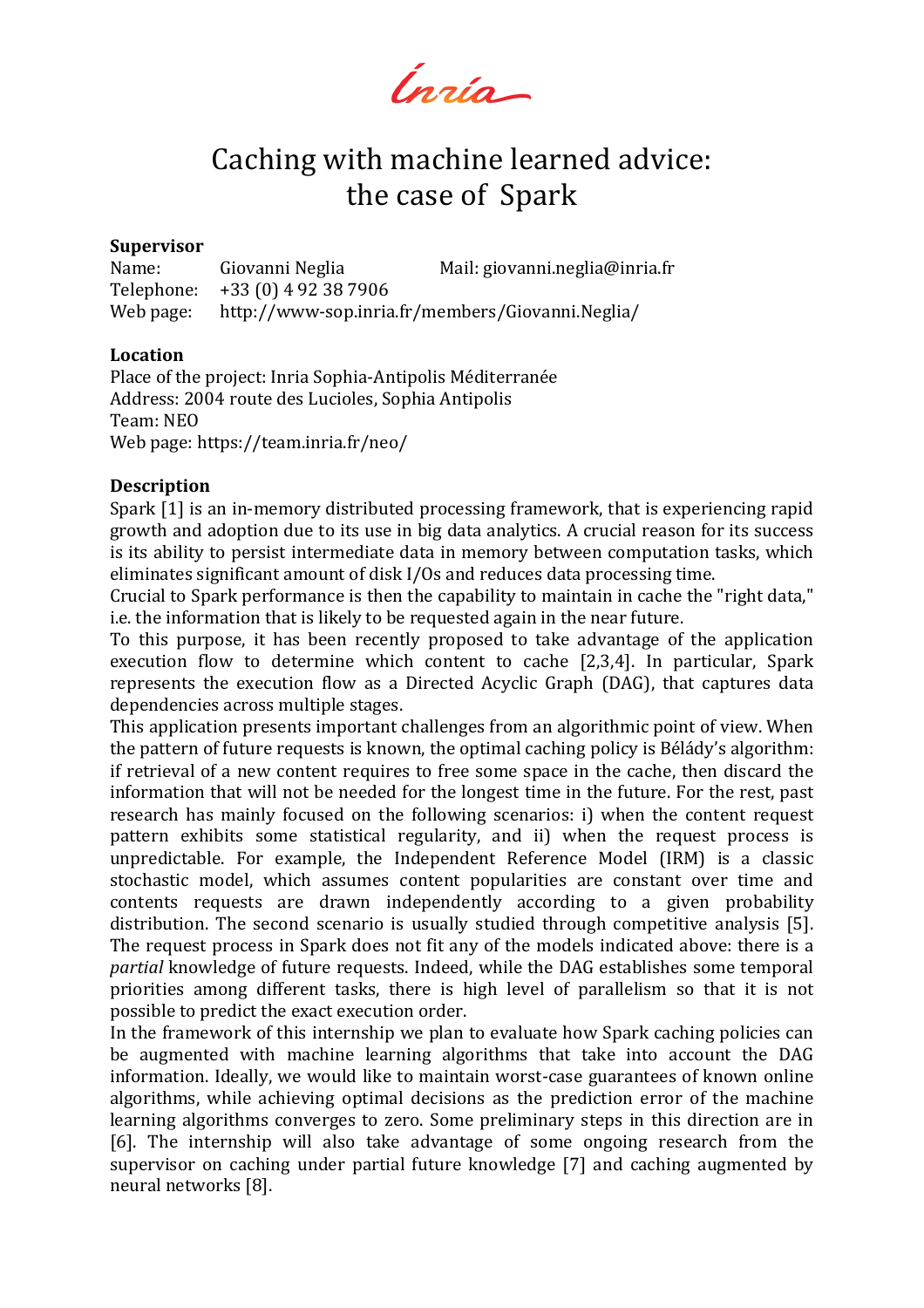Inria

# Caching with machine learned advice: the case of Spark

**Supervisor**

Name: Giovanni Neglia  Mail: giovanni.neglia@inria.fr  
Telephone: +33 (0) 4 92 38 7906  
Web page: http://www-sop.inria.fr/members/Giovanni.Neglia/

**Location**

Place of the project: Inria Sophia-Antipolis Méditerranée  
Address: 2004 route des Lucioles, Sophia Antipolis  
Team: NEO  
Web page: https://team.inria.fr/neo/

**Description**

Spark [1] is an in-memory distributed processing framework, that is experiencing rapid growth and adoption due to its use in big data analytics. A crucial reason for its success is its ability to persist intermediate data in memory between computation tasks, which eliminates significant amount of disk I/Os and reduces data processing time.

Crucial to Spark performance is then the capability to maintain in cache the "right data," i.e. the information that is likely to be requested again in the near future.

To this purpose, it has been recently proposed to take advantage of the application execution flow to determine which content to cache [2,3,4]. In particular, Spark represents the execution flow as a Directed Acyclic Graph (DAG), that captures data dependencies across multiple stages.

This application presents important challenges from an algorithmic point of view. When the pattern of future requests is known, the optimal caching policy is Bélády's algorithm: if retrieval of a new content requires to free some space in the cache, then discard the information that will not be needed for the longest time in the future. For the rest, past research has mainly focused on the following scenarios: i) when the content request pattern exhibits some statistical regularity, and ii) when the request process is unpredictable. For example, the Independent Reference Model (IRM) is a classic stochastic model, which assumes content popularities are constant over time and contents requests are drawn independently according to a given probability distribution. The second scenario is usually studied through competitive analysis [5]. The request process in Spark does not fit any of the models indicated above: there is a *partial* knowledge of future requests. Indeed, while the DAG establishes some temporal priorities among different tasks, there is high level of parallelism so that it is not possible to predict the exact execution order.

In the framework of this internship we plan to evaluate how Spark caching policies can be augmented with machine learning algorithms that take into account the DAG information. Ideally, we would like to maintain worst-case guarantees of known online algorithms, while achieving optimal decisions as the prediction error of the machine learning algorithms converges to zero. Some preliminary steps in this direction are in [6]. The internship will also take advantage of some ongoing research from the supervisor on caching under partial future knowledge [7] and caching augmented by neural networks [8].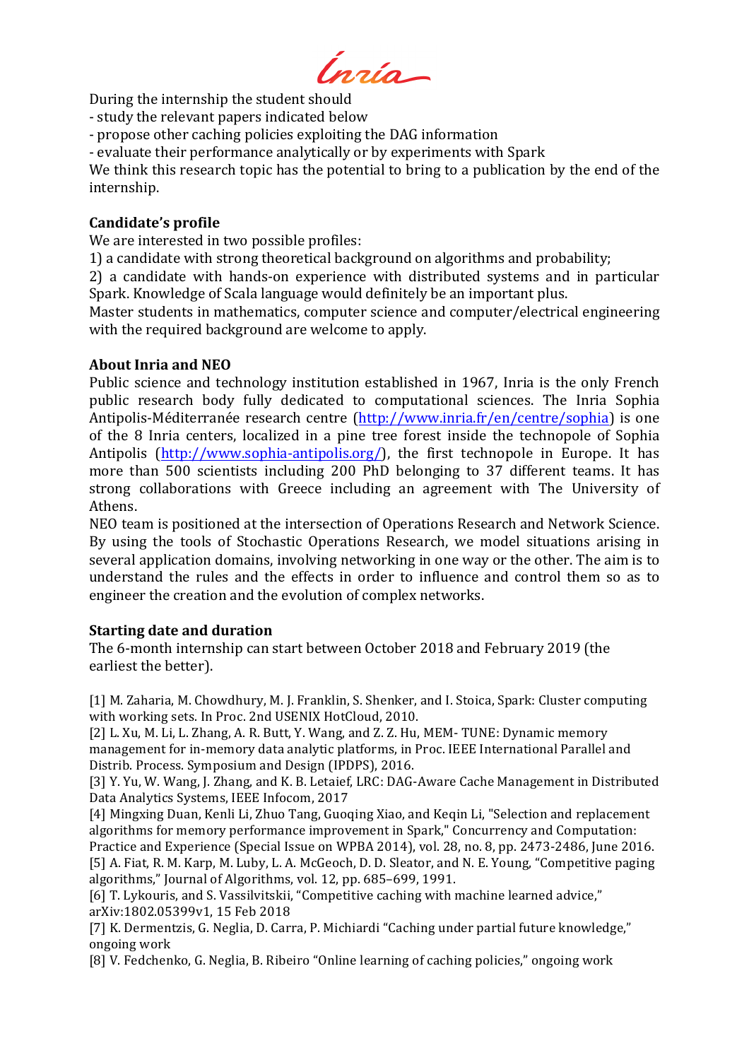During the internship the student should

- study the relevant papers indicated below
- propose other caching policies exploiting the DAG information
- evaluate their performance analytically or by experiments with Spark

We think this research topic has the potential to bring to a publication by the end of the internship.

**Candidate's profile**

We are interested in two possible profiles:

1) a candidate with strong theoretical background on algorithms and probability;
2) a candidate with hands-on experience with distributed systems and in particular Spark. Knowledge of Scala language would definitely be an important plus.

Master students in mathematics, computer science and computer/electrical engineering with the required background are welcome to apply.

**About Inria and NEO**

Public science and technology institution established in 1967, Inria is the only French public research body fully dedicated to computational sciences. The Inria Sophia Antipolis-Méditerranée research centre (http://www.inria.fr/en/centre/sophia) is one of the 8 Inria centers, localized in a pine tree forest inside the technopole of Sophia Antipolis (http://www.sophia-antipolis.org/), the first technopole in Europe. It has more than 500 scientists including 200 PhD belonging to 37 different teams. It has strong collaborations with Greece including an agreement with The University of Athens.

NEO team is positioned at the intersection of Operations Research and Network Science. By using the tools of Stochastic Operations Research, we model situations arising in several application domains, involving networking in one way or the other. The aim is to understand the rules and the effects in order to influence and control them so as to engineer the creation and the evolution of complex networks.

**Starting date and duration**

The 6-month internship can start between October 2018 and February 2019 (the earliest the better).

[1] M. Zaharia, M. Chowdhury, M. J. Franklin, S. Shenker, and I. Stoica, Spark: Cluster computing with working sets. In Proc. 2nd USENIX HotCloud, 2010.

[2] L. Xu, M. Li, L. Zhang, A. R. Butt, Y. Wang, and Z. Z. Hu, MEM- TUNE: Dynamic memory management for in-memory data analytic platforms, in Proc. IEEE International Parallel and Distrib. Process. Symposium and Design (IPDPS), 2016.

[3] Y. Yu, W. Wang, J. Zhang, and K. B. Letaief, LRC: DAG-Aware Cache Management in Distributed Data Analytics Systems, IEEE Infocom, 2017

[4] Mingxing Duan, Kenli Li, Zhuo Tang, Guoqing Xiao, and Keqin Li, "Selection and replacement algorithms for memory performance improvement in Spark," Concurrency and Computation: Practice and Experience (Special Issue on WPBA 2014), vol. 28, no. 8, pp. 2473-2486, June 2016.

[5] A. Fiat, R. M. Karp, M. Luby, L. A. McGeoch, D. D. Sleator, and N. E. Young, "Competitive paging algorithms," Journal of Algorithms, vol. 12, pp. 685–699, 1991.

[6] T. Lykouris, and S. Vassilvitskii, "Competitive caching with machine learned advice," arXiv:1802.05399v1, 15 Feb 2018

[7] K. Dermentzis, G. Neglia, D. Carra, P. Michiardi "Caching under partial future knowledge," ongoing work

[8] V. Fedchenko, G. Neglia, B. Ribeiro "Online learning of caching policies," ongoing work